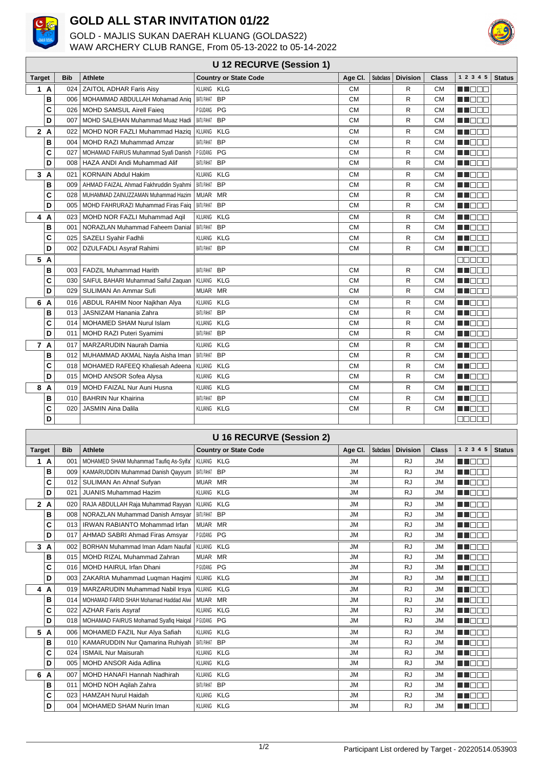# GOLD ALL STAR INVITATION 01/22

GOLD - MAJLIS SUKAN DAERAH KLUANG (GOLDAS22)
WAW ARCHERY CLUB RANGE, From 05-13-2022 to 05-14-2022

## U 12 RECURVE (Session 1)

| Target | | Bib | Athlete | Country or State Code | Age Cl. | Subclass | Division | Class | 1 2 3 4 5 | Status |
|---|---|---|---|---|---|---|---|---|---|---|
| 1 | A | 024 | ZAITOL ADHAR Faris Aisy | KLUANG KLG | CM | | R | CM | | |
| | B | 006 | MOHAMMAD ABDULLAH Mohamad Aniq | BATU PAHAT BP | CM | | R | CM | | |
| | C | 026 | MOHD SAMSUL Airell Faieq | P GUDANG PG | CM | | R | CM | | |
| | D | 007 | MOHD SALEHAN Muhammad Muaz Hadi | BATU PAHAT BP | CM | | R | CM | | |
| 2 | A | 022 | MOHD NOR FAZLI Muhammad Haziq | KLUANG KLG | CM | | R | CM | | |
| | B | 004 | MOHD RAZI Muhammad Amzar | BATU PAHAT BP | CM | | R | CM | | |
| | C | 027 | MOHAMAD FAIRUS Muhammad Syafi Danish | P GUDANG PG | CM | | R | CM | | |
| | D | 008 | HAZA ANDI Andi Muhammad Alif | BATU PAHAT BP | CM | | R | CM | | |
| 3 | A | 021 | KORNAIN Abdul Hakim | KLUANG KLG | CM | | R | CM | | |
| | B | 009 | AHMAD FAIZAL Ahmad Fakhruddin Syahmi | BATU PAHAT BP | CM | | R | CM | | |
| | C | 028 | MUHAMMAD ZAINUZZAMAN Muhammad Hazim | MUAR MR | CM | | R | CM | | |
| | D | 005 | MOHD FAHRURAZI Muhammad Firas Faiq | BATU PAHAT BP | CM | | R | CM | | |
| 4 | A | 023 | MOHD NOR FAZLI Muhammad Aqil | KLUANG KLG | CM | | R | CM | | |
| | B | 001 | NORAZLAN Muhammad Faheem Danial | BATU PAHAT BP | CM | | R | CM | | |
| | C | 025 | SAZELI Syahir Fadhli | KLUANG KLG | CM | | R | CM | | |
| | D | 002 | DZULFADLI Asyraf Rahimi | BATU PAHAT BP | CM | | R | CM | | |
| 5 | A | | | | | | | | | |
| | B | 003 | FADZIL Muhammad Harith | BATU PAHAT BP | CM | | R | CM | | |
| | C | 030 | SAIFUL BAHARI Muhammad Saiful Zaquan | KLUANG KLG | CM | | R | CM | | |
| | D | 029 | SULIMAN An Ammar Sufi | MUAR MR | CM | | R | CM | | |
| 6 | A | 016 | ABDUL RAHIM Noor Najkhan Alya | KLUANG KLG | CM | | R | CM | | |
| | B | 013 | JASNIZAM Hanania Zahra | BATU PAHAT BP | CM | | R | CM | | |
| | C | 014 | MOHAMED SHAM Nurul Islam | KLUANG KLG | CM | | R | CM | | |
| | D | 011 | MOHD RAZI Puteri Syamimi | BATU PAHAT BP | CM | | R | CM | | |
| 7 | A | 017 | MARZARUDIN Naurah Damia | KLUANG KLG | CM | | R | CM | | |
| | B | 012 | MUHAMMAD AKMAL Nayla Aisha Iman | BATU PAHAT BP | CM | | R | CM | | |
| | C | 018 | MOHAMED RAFEEQ Khaliesah Adeena | KLUANG KLG | CM | | R | CM | | |
| | D | 015 | MOHD ANSOR Sofea Alysa | KLUANG KLG | CM | | R | CM | | |
| 8 | A | 019 | MOHD FAIZAL Nur Auni Husna | KLUANG KLG | CM | | R | CM | | |
| | B | 010 | BAHRIN Nur Khairina | BATU PAHAT BP | CM | | R | CM | | |
| | C | 020 | JASMIN Aina Dalila | KLUANG KLG | CM | | R | CM | | |
| | D | | | | | | | | | |

## U 16 RECURVE (Session 2)

| Target | | Bib | Athlete | Country or State Code | Age Cl. | Subclass | Division | Class | 1 2 3 4 5 | Status |
|---|---|---|---|---|---|---|---|---|---|---|
| 1 | A | 001 | MOHAMED SHAM Muhammad Taufiq As-Syifa' | KLUANG KLG | JM | | RJ | JM | | |
| | B | 009 | KAMARUDDIN Muhammad Danish Qayyum | BATU PAHAT BP | JM | | RJ | JM | | |
| | C | 012 | SULIMAN An Ahnaf Sufyan | MUAR MR | JM | | RJ | JM | | |
| | D | 021 | JUANIS Muhammad Hazim | KLUANG KLG | JM | | RJ | JM | | |
| 2 | A | 020 | RAJA ABDULLAH Raja Muhammad Rayyan | KLUANG KLG | JM | | RJ | JM | | |
| | B | 008 | NORAZLAN Muhammad Danish Amsyar | BATU PAHAT BP | JM | | RJ | JM | | |
| | C | 013 | IRWAN RABIANTO Mohammad Irfan | MUAR MR | JM | | RJ | JM | | |
| | D | 017 | AHMAD SABRI Ahmad Firas Amsyar | P GUDANG PG | JM | | RJ | JM | | |
| 3 | A | 002 | BORHAN Muhammad Iman Adam Naufal | KLUANG KLG | JM | | RJ | JM | | |
| | B | 015 | MOHD RIZAL Muhammad Zahran | MUAR MR | JM | | RJ | JM | | |
| | C | 016 | MOHD HAIRUL Irfan Dhani | P GUDANG PG | JM | | RJ | JM | | |
| | D | 003 | ZAKARIA Muhammad Luqman Haqimi | KLUANG KLG | JM | | RJ | JM | | |
| 4 | A | 019 | MARZARUDIN Muhammad Nabil Irsya | KLUANG KLG | JM | | RJ | JM | | |
| | B | 014 | MOHAMAD FARID SHAH Mohamad Haddad Alwi | MUAR MR | JM | | RJ | JM | | |
| | C | 022 | AZHAR Faris Asyraf | KLUANG KLG | JM | | RJ | JM | | |
| | D | 018 | MOHAMAD FAIRUS Mohamad Syafiq Haiqal | P GUDANG PG | JM | | RJ | JM | | |
| 5 | A | 006 | MOHAMED FAZIL Nur Alya Safiah | KLUANG KLG | JM | | RJ | JM | | |
| | B | 010 | KAMARUDDIN Nur Qamarina Ruhiyah | BATU PAHAT BP | JM | | RJ | JM | | |
| | C | 024 | ISMAIL Nur Maisurah | KLUANG KLG | JM | | RJ | JM | | |
| | D | 005 | MOHD ANSOR Aida Adlina | KLUANG KLG | JM | | RJ | JM | | |
| 6 | A | 007 | MOHD HANAFI Hannah Nadhirah | KLUANG KLG | JM | | RJ | JM | | |
| | B | 011 | MOHD NOH Aqilah Zahra | BATU PAHAT BP | JM | | RJ | JM | | |
| | C | 023 | HAMZAH Nurul Haidah | KLUANG KLG | JM | | RJ | JM | | |
| | D | 004 | MOHAMED SHAM Nurin Iman | KLUANG KLG | JM | | RJ | JM | | |

Participant List ordered by Target - 20220514.053903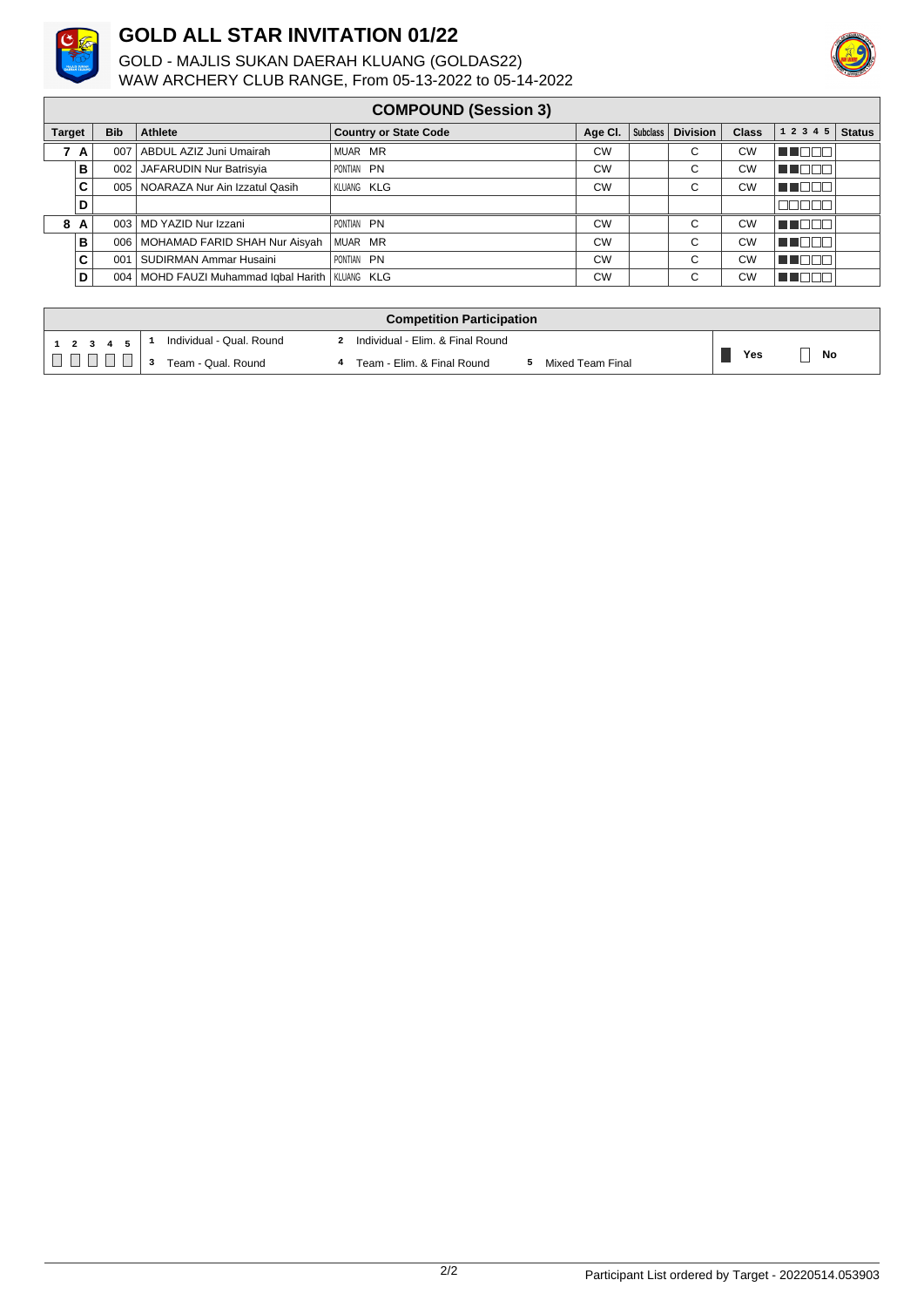# GOLD ALL STAR INVITATION 01/22

GOLD - MAJLIS SUKAN DAERAH KLUANG (GOLDAS22)
WAW ARCHERY CLUB RANGE, From 05-13-2022 to 05-14-2022

## COMPOUND (Session 3)

| Target | | Bib | Athlete | Country or State Code | Age Cl. | Subclass | Division | Class | 1 2 3 4 5 | Status |
|---|---|---|---|---|---|---|---|---|---|---|
| 7 | A | 007 | ABDUL AZIZ Juni Umairah | MUAR MR | CW | | C | CW | ■■□□□ | |
| | B | 002 | JAFARUDIN Nur Batrisyia | PONTIAN PN | CW | | C | CW | ■■□□□ | |
| | C | 005 | NOARAZA Nur Ain Izzatul Qasih | KLUANG KLG | CW | | C | CW | ■■□□□ | |
| | D | | | | | | | | □□□□□ | |
| 8 | A | 003 | MD YAZID Nur Izzani | PONTIAN PN | CW | | C | CW | ■■□□□ | |
| | B | 006 | MOHAMAD FARID SHAH Nur Aisyah | MUAR MR | CW | | C | CW | ■■□□□ | |
| | C | 001 | SUDIRMAN Ammar Husaini | PONTIAN PN | CW | | C | CW | ■■□□□ | |
| | D | 004 | MOHD FAUZI Muhammad Iqbal Harith | KLUANG KLG | CW | | C | CW | ■■□□□ | |

## Competition Participation

1 Individual - Qual. Round
2 Individual - Elim. & Final Round
3 Team - Qual. Round
4 Team - Elim. & Final Round
5 Mixed Team Final

■ Yes □ No

Participant List ordered by Target - 20220514.053903